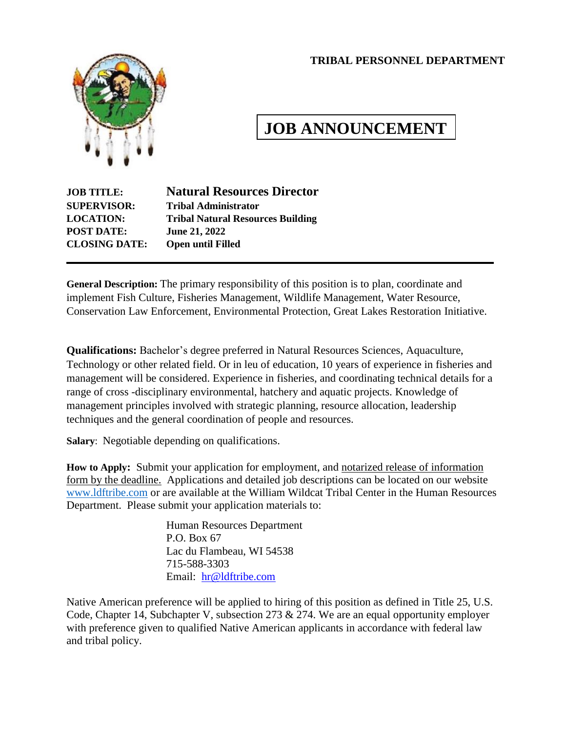**TRIBAL PERSONNEL DEPARTMENT**

# JOB ANNOUNCEMENT

**JOB TITLE:** **Natural Resources Director**
**SUPERVISOR:** **Tribal Administrator**
**LOCATION:** **Tribal Natural Resources Building**
**POST DATE:** **June 21, 2022**
**CLOSING DATE:** **Open until Filled**

---

**General Description:** The primary responsibility of this position is to plan, coordinate and implement Fish Culture, Fisheries Management, Wildlife Management, Water Resource, Conservation Law Enforcement, Environmental Protection, Great Lakes Restoration Initiative.

**Qualifications:** Bachelor's degree preferred in Natural Resources Sciences, Aquaculture, Technology or other related field. Or in leu of education, 10 years of experience in fisheries and management will be considered. Experience in fisheries, and coordinating technical details for a range of cross -disciplinary environmental, hatchery and aquatic projects. Knowledge of management principles involved with strategic planning, resource allocation, leadership techniques and the general coordination of people and resources.

**Salary**: Negotiable depending on qualifications.

**How to Apply:** Submit your application for employment, and notarized release of information form by the deadline. Applications and detailed job descriptions can be located on our website www.ldftribe.com or are available at the William Wildcat Tribal Center in the Human Resources Department. Please submit your application materials to:

Human Resources Department
P.O. Box 67
Lac du Flambeau, WI 54538
715-588-3303
Email: hr@ldftribe.com

Native American preference will be applied to hiring of this position as defined in Title 25, U.S. Code, Chapter 14, Subchapter V, subsection 273 & 274. We are an equal opportunity employer with preference given to qualified Native American applicants in accordance with federal law and tribal policy.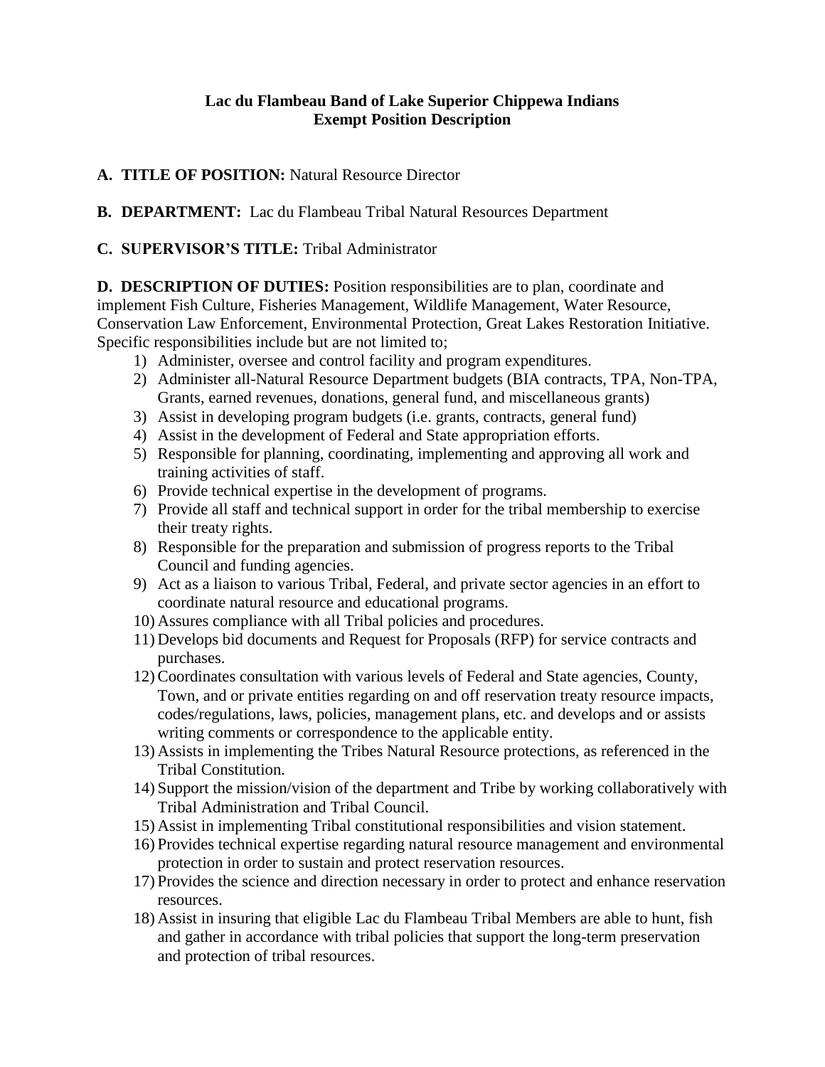**Lac du Flambeau Band of Lake Superior Chippewa Indians**
**Exempt Position Description**

**A. TITLE OF POSITION:** Natural Resource Director

**B. DEPARTMENT:** Lac du Flambeau Tribal Natural Resources Department

**C. SUPERVISOR'S TITLE:** Tribal Administrator

**D. DESCRIPTION OF DUTIES:** Position responsibilities are to plan, coordinate and implement Fish Culture, Fisheries Management, Wildlife Management, Water Resource, Conservation Law Enforcement, Environmental Protection, Great Lakes Restoration Initiative. Specific responsibilities include but are not limited to;

1) Administer, oversee and control facility and program expenditures.
2) Administer all-Natural Resource Department budgets (BIA contracts, TPA, Non-TPA, Grants, earned revenues, donations, general fund, and miscellaneous grants)
3) Assist in developing program budgets (i.e. grants, contracts, general fund)
4) Assist in the development of Federal and State appropriation efforts.
5) Responsible for planning, coordinating, implementing and approving all work and training activities of staff.
6) Provide technical expertise in the development of programs.
7) Provide all staff and technical support in order for the tribal membership to exercise their treaty rights.
8) Responsible for the preparation and submission of progress reports to the Tribal Council and funding agencies.
9) Act as a liaison to various Tribal, Federal, and private sector agencies in an effort to coordinate natural resource and educational programs.
10) Assures compliance with all Tribal policies and procedures.
11) Develops bid documents and Request for Proposals (RFP) for service contracts and purchases.
12) Coordinates consultation with various levels of Federal and State agencies, County, Town, and or private entities regarding on and off reservation treaty resource impacts, codes/regulations, laws, policies, management plans, etc. and develops and or assists writing comments or correspondence to the applicable entity.
13) Assists in implementing the Tribes Natural Resource protections, as referenced in the Tribal Constitution.
14) Support the mission/vision of the department and Tribe by working collaboratively with Tribal Administration and Tribal Council.
15) Assist in implementing Tribal constitutional responsibilities and vision statement.
16) Provides technical expertise regarding natural resource management and environmental protection in order to sustain and protect reservation resources.
17) Provides the science and direction necessary in order to protect and enhance reservation resources.
18) Assist in insuring that eligible Lac du Flambeau Tribal Members are able to hunt, fish and gather in accordance with tribal policies that support the long-term preservation and protection of tribal resources.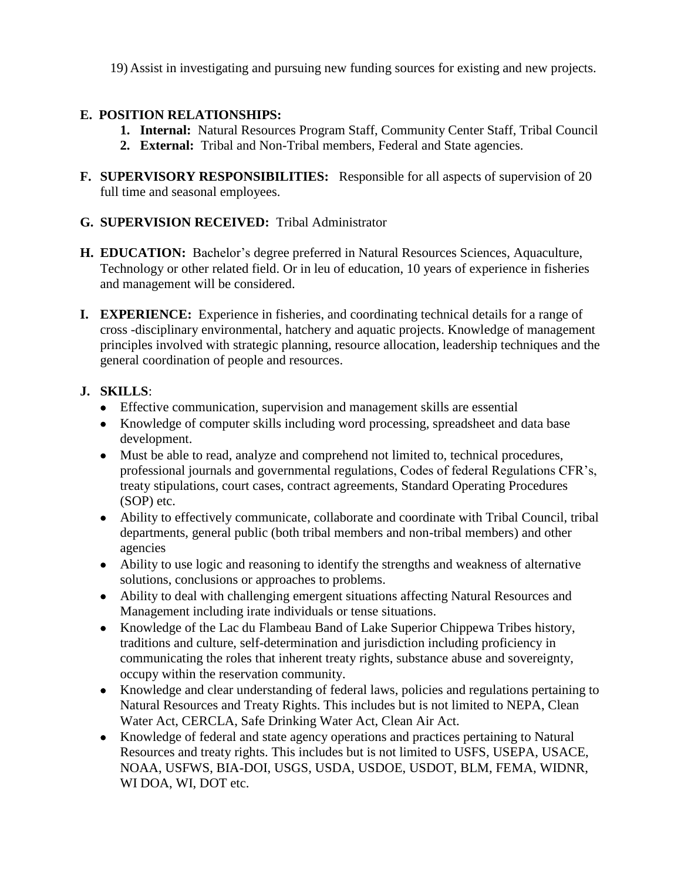19) Assist in investigating and pursuing new funding sources for existing and new projects.

**E. POSITION RELATIONSHIPS:**

1. **Internal:** Natural Resources Program Staff, Community Center Staff, Tribal Council
2. **External:** Tribal and Non-Tribal members, Federal and State agencies.

**F. SUPERVISORY RESPONSIBILITIES:** Responsible for all aspects of supervision of 20 full time and seasonal employees.

**G. SUPERVISION RECEIVED:** Tribal Administrator

**H. EDUCATION:** Bachelor's degree preferred in Natural Resources Sciences, Aquaculture, Technology or other related field. Or in leu of education, 10 years of experience in fisheries and management will be considered.

**I. EXPERIENCE:** Experience in fisheries, and coordinating technical details for a range of cross -disciplinary environmental, hatchery and aquatic projects. Knowledge of management principles involved with strategic planning, resource allocation, leadership techniques and the general coordination of people and resources.

**J. SKILLS**:

- Effective communication, supervision and management skills are essential
- Knowledge of computer skills including word processing, spreadsheet and data base development.
- Must be able to read, analyze and comprehend not limited to, technical procedures, professional journals and governmental regulations, Codes of federal Regulations CFR's, treaty stipulations, court cases, contract agreements, Standard Operating Procedures (SOP) etc.
- Ability to effectively communicate, collaborate and coordinate with Tribal Council, tribal departments, general public (both tribal members and non-tribal members) and other agencies
- Ability to use logic and reasoning to identify the strengths and weakness of alternative solutions, conclusions or approaches to problems.
- Ability to deal with challenging emergent situations affecting Natural Resources and Management including irate individuals or tense situations.
- Knowledge of the Lac du Flambeau Band of Lake Superior Chippewa Tribes history, traditions and culture, self-determination and jurisdiction including proficiency in communicating the roles that inherent treaty rights, substance abuse and sovereignty, occupy within the reservation community.
- Knowledge and clear understanding of federal laws, policies and regulations pertaining to Natural Resources and Treaty Rights. This includes but is not limited to NEPA, Clean Water Act, CERCLA, Safe Drinking Water Act, Clean Air Act.
- Knowledge of federal and state agency operations and practices pertaining to Natural Resources and treaty rights. This includes but is not limited to USFS, USEPA, USACE, NOAA, USFWS, BIA-DOI, USGS, USDA, USDOE, USDOT, BLM, FEMA, WIDNR, WI DOA, WI, DOT etc.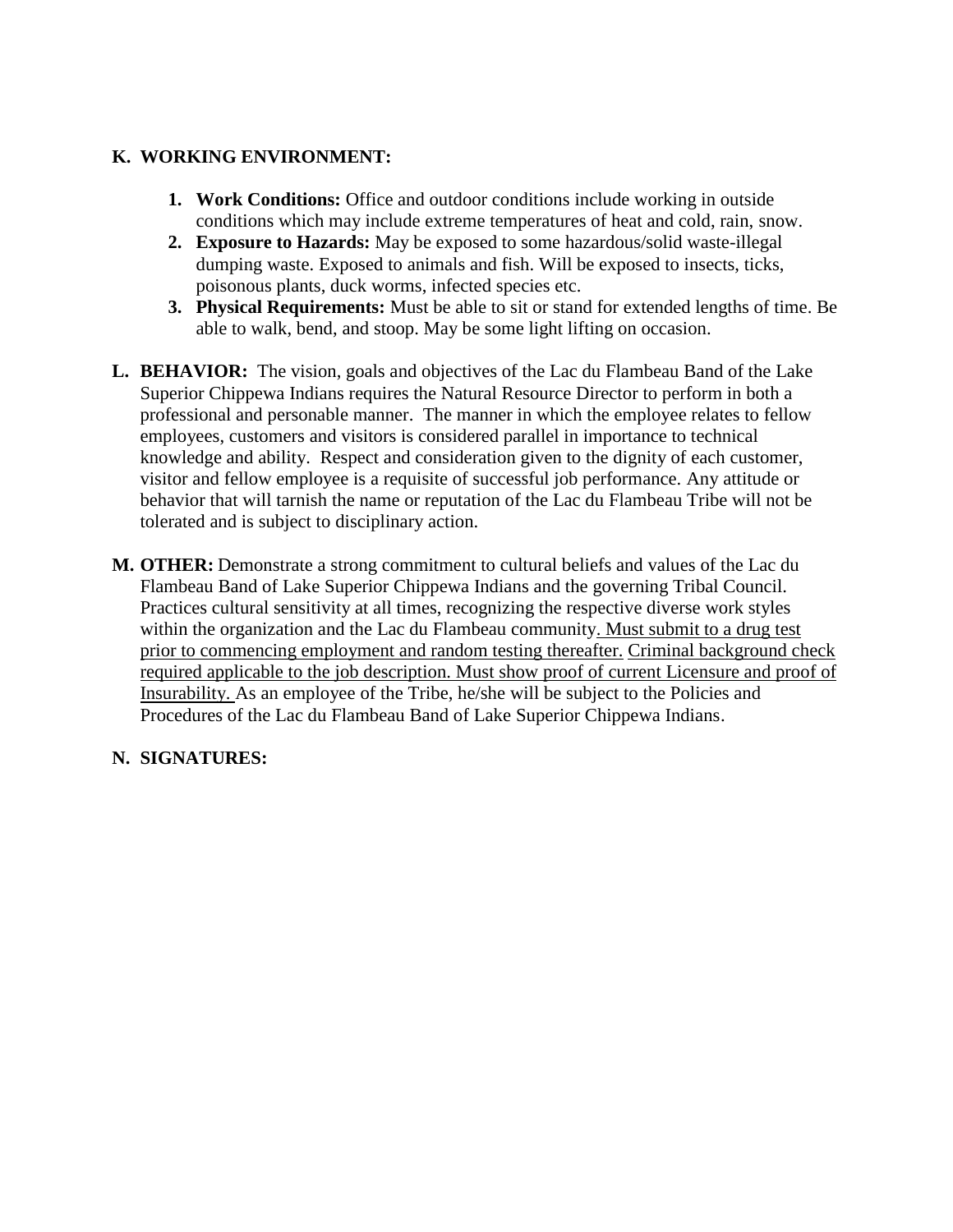**K. WORKING ENVIRONMENT:**

1. **Work Conditions:** Office and outdoor conditions include working in outside conditions which may include extreme temperatures of heat and cold, rain, snow.
2. **Exposure to Hazards:** May be exposed to some hazardous/solid waste-illegal dumping waste. Exposed to animals and fish. Will be exposed to insects, ticks, poisonous plants, duck worms, infected species etc.
3. **Physical Requirements:** Must be able to sit or stand for extended lengths of time. Be able to walk, bend, and stoop. May be some light lifting on occasion.

**L. BEHAVIOR:** The vision, goals and objectives of the Lac du Flambeau Band of the Lake Superior Chippewa Indians requires the Natural Resource Director to perform in both a professional and personable manner. The manner in which the employee relates to fellow employees, customers and visitors is considered parallel in importance to technical knowledge and ability. Respect and consideration given to the dignity of each customer, visitor and fellow employee is a requisite of successful job performance. Any attitude or behavior that will tarnish the name or reputation of the Lac du Flambeau Tribe will not be tolerated and is subject to disciplinary action.

**M. OTHER:** Demonstrate a strong commitment to cultural beliefs and values of the Lac du Flambeau Band of Lake Superior Chippewa Indians and the governing Tribal Council. Practices cultural sensitivity at all times, recognizing the respective diverse work styles within the organization and the Lac du Flambeau community. Must submit to a drug test prior to commencing employment and random testing thereafter. Criminal background check required applicable to the job description. Must show proof of current Licensure and proof of Insurability. As an employee of the Tribe, he/she will be subject to the Policies and Procedures of the Lac du Flambeau Band of Lake Superior Chippewa Indians.

**N. SIGNATURES:**